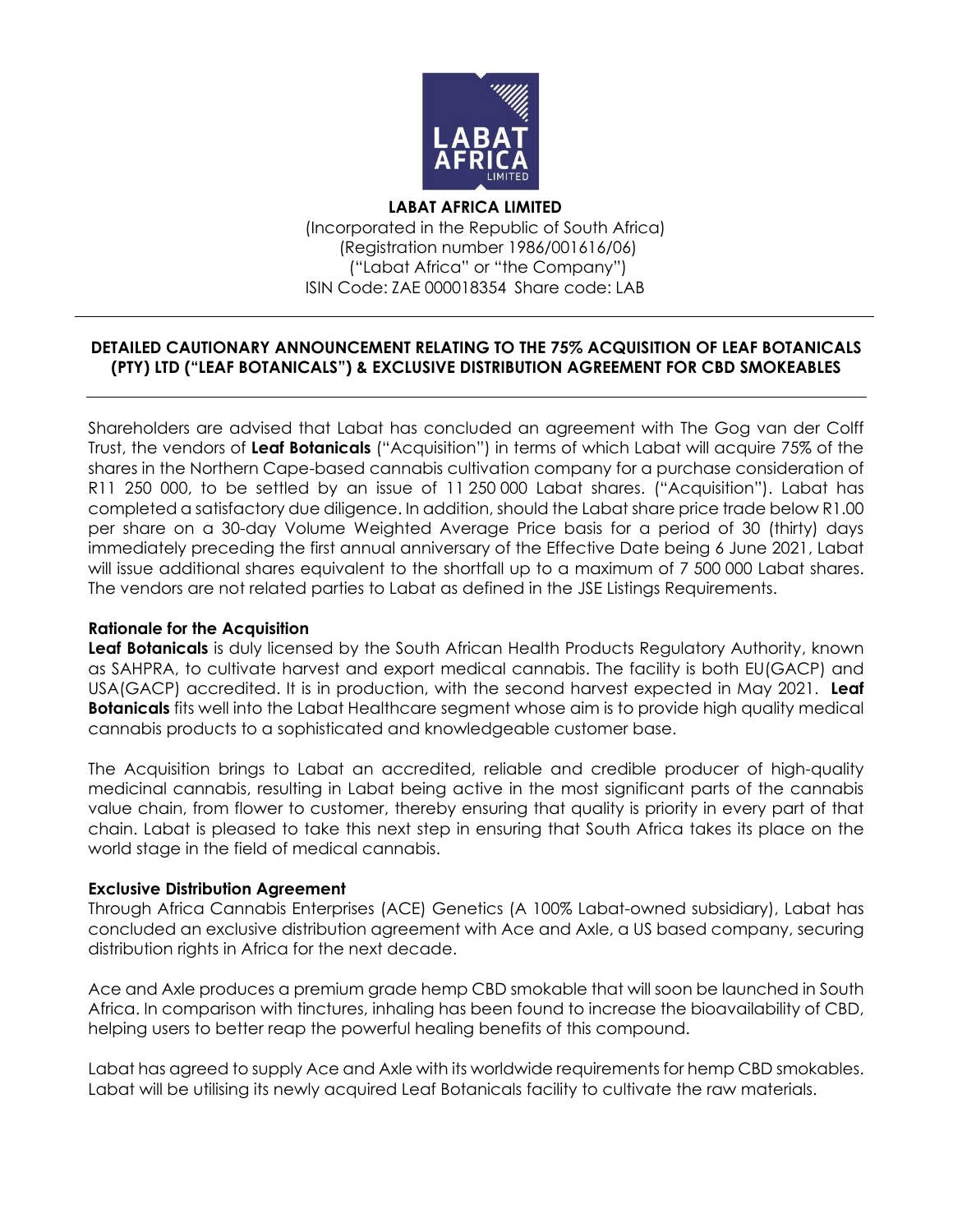**LABAT AFRICA LIMITED**
(Incorporated in the Republic of South Africa)
(Registration number 1986/001616/06)
("Labat Africa" or "the Company")
ISIN Code: ZAE 000018354 Share code: LAB

---

**DETAILED CAUTIONARY ANNOUNCEMENT RELATING TO THE 75% ACQUISITION OF LEAF BOTANICALS (PTY) LTD ("LEAF BOTANICALS") & EXCLUSIVE DISTRIBUTION AGREEMENT FOR CBD SMOKEABLES**

---

Shareholders are advised that Labat has concluded an agreement with The Gog van der Colff Trust, the vendors of **Leaf Botanicals** ("Acquisition") in terms of which Labat will acquire 75% of the shares in the Northern Cape-based cannabis cultivation company for a purchase consideration of R11 250 000, to be settled by an issue of 11 250 000 Labat shares. ("Acquisition"). Labat has completed a satisfactory due diligence. In addition, should the Labat share price trade below R1.00 per share on a 30-day Volume Weighted Average Price basis for a period of 30 (thirty) days immediately preceding the first annual anniversary of the Effective Date being 6 June 2021, Labat will issue additional shares equivalent to the shortfall up to a maximum of 7 500 000 Labat shares. The vendors are not related parties to Labat as defined in the JSE Listings Requirements.

**Rationale for the Acquisition**

**Leaf Botanicals** is duly licensed by the South African Health Products Regulatory Authority, known as SAHPRA, to cultivate harvest and export medical cannabis. The facility is both EU(GACP) and USA(GACP) accredited. It is in production, with the second harvest expected in May 2021. **Leaf Botanicals** fits well into the Labat Healthcare segment whose aim is to provide high quality medical cannabis products to a sophisticated and knowledgeable customer base.

The Acquisition brings to Labat an accredited, reliable and credible producer of high-quality medicinal cannabis, resulting in Labat being active in the most significant parts of the cannabis value chain, from flower to customer, thereby ensuring that quality is priority in every part of that chain. Labat is pleased to take this next step in ensuring that South Africa takes its place on the world stage in the field of medical cannabis.

**Exclusive Distribution Agreement**

Through Africa Cannabis Enterprises (ACE) Genetics (A 100% Labat-owned subsidiary), Labat has concluded an exclusive distribution agreement with Ace and Axle, a US based company, securing distribution rights in Africa for the next decade.

Ace and Axle produces a premium grade hemp CBD smokable that will soon be launched in South Africa. In comparison with tinctures, inhaling has been found to increase the bioavailability of CBD, helping users to better reap the powerful healing benefits of this compound.

Labat has agreed to supply Ace and Axle with its worldwide requirements for hemp CBD smokables. Labat will be utilising its newly acquired Leaf Botanicals facility to cultivate the raw materials.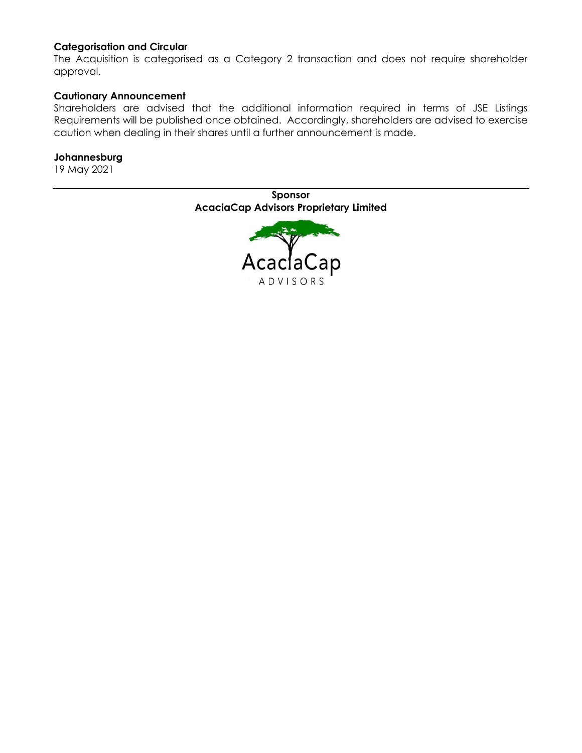**Categorisation and Circular**

The Acquisition is categorised as a Category 2 transaction and does not require shareholder approval.

**Cautionary Announcement**

Shareholders are advised that the additional information required in terms of JSE Listings Requirements will be published once obtained. Accordingly, shareholders are advised to exercise caution when dealing in their shares until a further announcement is made.

**Johannesburg**

19 May 2021

---

**Sponsor**

**AcaciaCap Advisors Proprietary Limited**